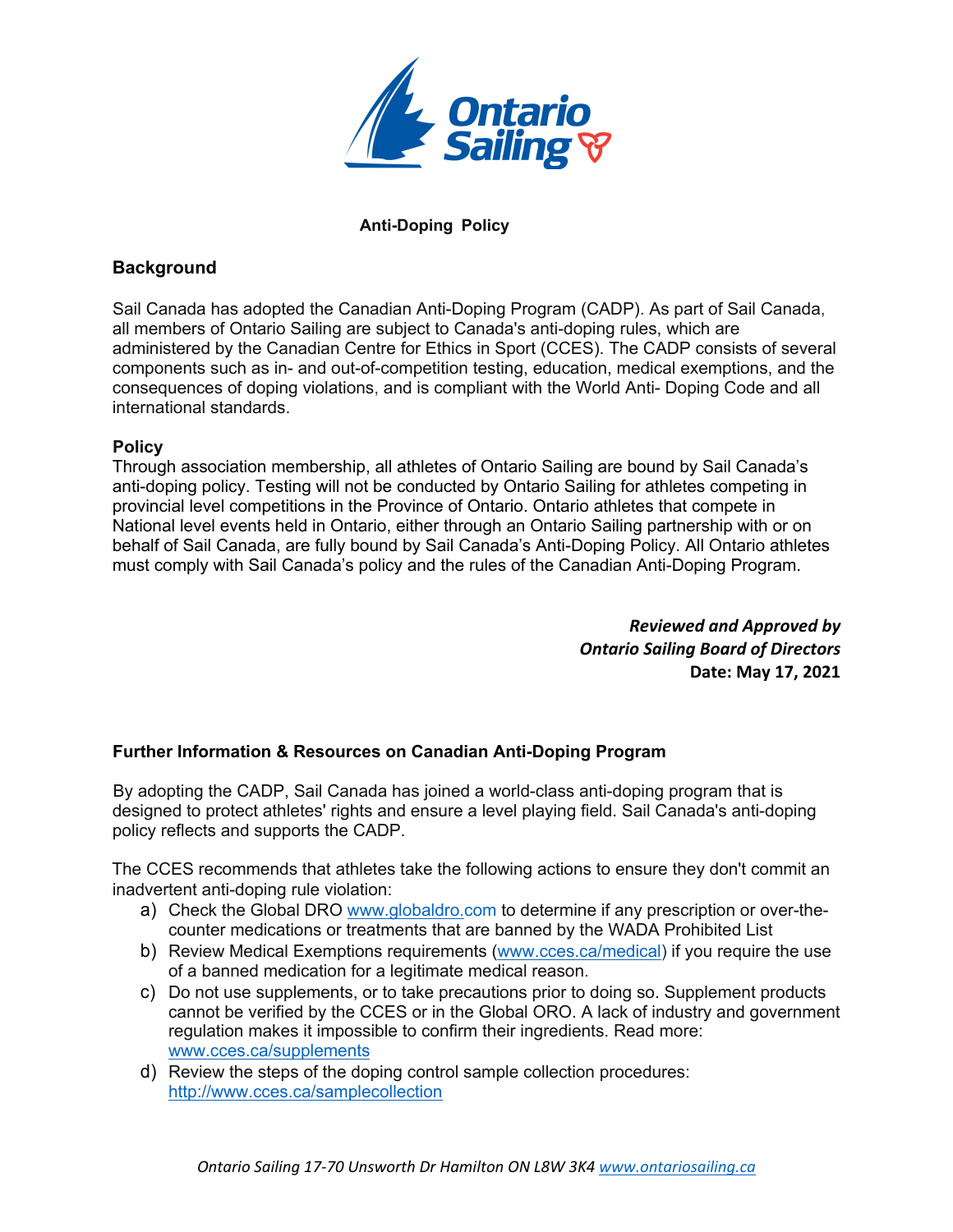**Anti-Doping Policy**

## Background

Sail Canada has adopted the Canadian Anti-Doping Program (CADP). As part of Sail Canada, all members of Ontario Sailing are subject to Canada's anti-doping rules, which are administered by the Canadian Centre for Ethics in Sport (CCES). The CADP consists of several components such as in- and out-of-competition testing, education, medical exemptions, and the consequences of doping violations, and is compliant with the World Anti- Doping Code and all international standards.

## Policy

Through association membership, all athletes of Ontario Sailing are bound by Sail Canada's anti-doping policy. Testing will not be conducted by Ontario Sailing for athletes competing in provincial level competitions in the Province of Ontario. Ontario athletes that compete in National level events held in Ontario, either through an Ontario Sailing partnership with or on behalf of Sail Canada, are fully bound by Sail Canada's Anti-Doping Policy. All Ontario athletes must comply with Sail Canada's policy and the rules of the Canadian Anti-Doping Program.

***Reviewed and Approved by***
***Ontario Sailing Board of Directors***
**Date: May 17, 2021**

### Further Information & Resources on Canadian Anti-Doping Program

By adopting the CADP, Sail Canada has joined a world-class anti-doping program that is designed to protect athletes' rights and ensure a level playing field. Sail Canada's anti-doping policy reflects and supports the CADP.

The CCES recommends that athletes take the following actions to ensure they don't commit an inadvertent anti-doping rule violation:

a) Check the Global DRO www.globaldro.com to determine if any prescription or over-the-counter medications or treatments that are banned by the WADA Prohibited List
b) Review Medical Exemptions requirements (www.cces.ca/medical) if you require the use of a banned medication for a legitimate medical reason.
c) Do not use supplements, or to take precautions prior to doing so. Supplement products cannot be verified by the CCES or in the Global ORO. A lack of industry and government regulation makes it impossible to confirm their ingredients. Read more: www.cces.ca/supplements
d) Review the steps of the doping control sample collection procedures: http://www.cces.ca/samplecollection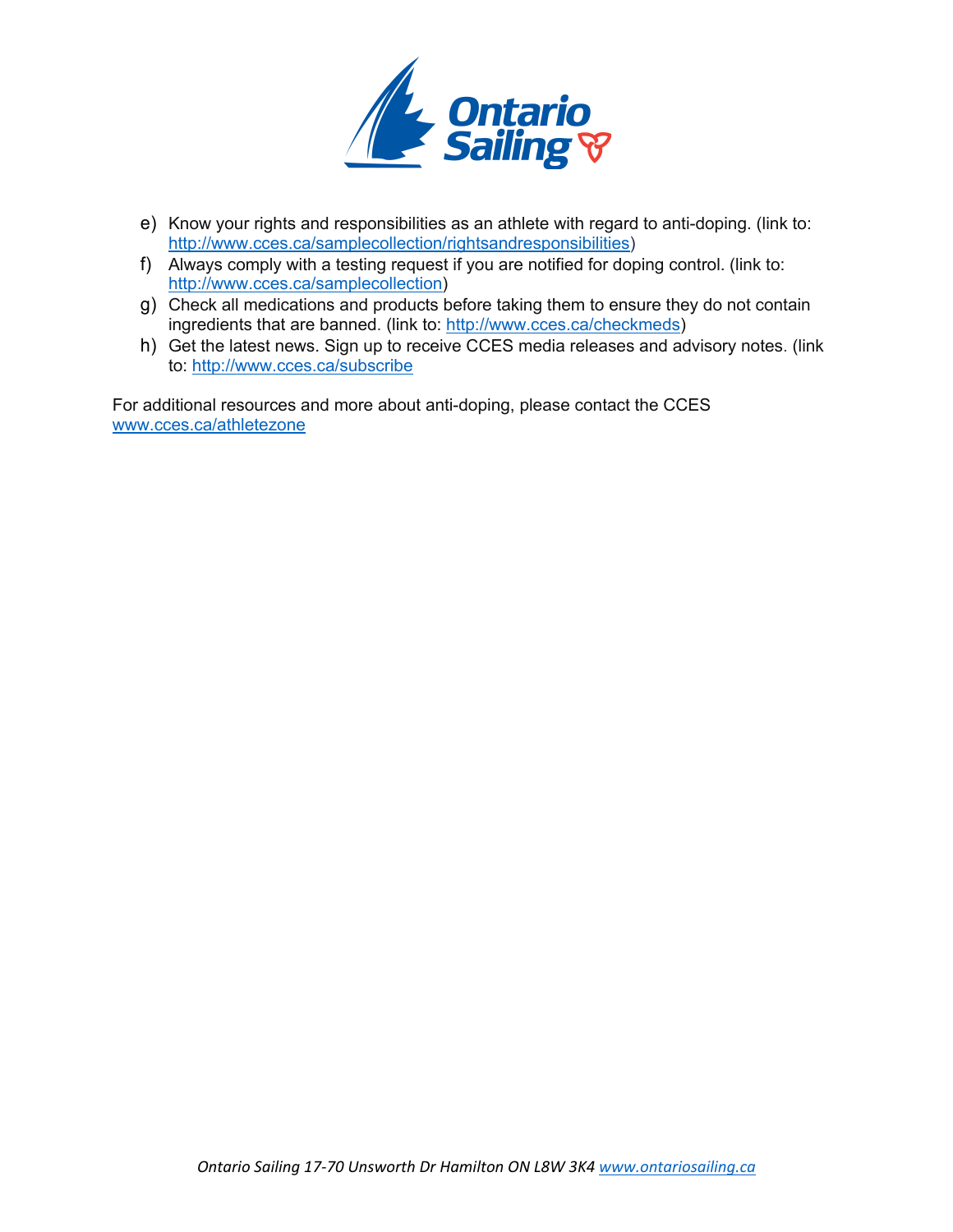e) Know your rights and responsibilities as an athlete with regard to anti-doping. (link to: http://www.cces.ca/samplecollection/rightsandresponsibilities)
f) Always comply with a testing request if you are notified for doping control. (link to: http://www.cces.ca/samplecollection)
g) Check all medications and products before taking them to ensure they do not contain ingredients that are banned. (link to: http://www.cces.ca/checkmeds)
h) Get the latest news. Sign up to receive CCES media releases and advisory notes. (link to: http://www.cces.ca/subscribe

For additional resources and more about anti-doping, please contact the CCES www.cces.ca/athletezone